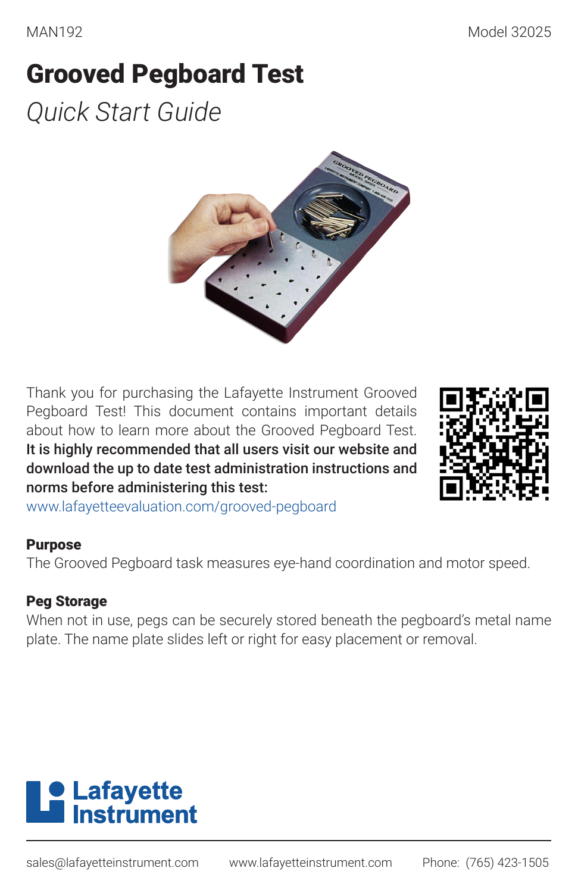MAN192 Model 32025

# Grooved Pegboard Test

*Quick Start Guide*

Thank you for purchasing the Lafayette Instrument Grooved Pegboard Test! This document contains important details about how to learn more about the Grooved Pegboard Test. **It is highly recommended that all users visit our website and download the up to date test administration instructions and norms before administering this test:**
www.lafayetteevaluation.com/grooved-pegboard

## Purpose

The Grooved Pegboard task measures eye-hand coordination and motor speed.

## Peg Storage

When not in use, pegs can be securely stored beneath the pegboard's metal name plate. The name plate slides left or right for easy placement or removal.

**Lafayette Instrument**

sales@lafayetteinstrument.com www.lafayetteinstrument.com Phone: (765) 423-1505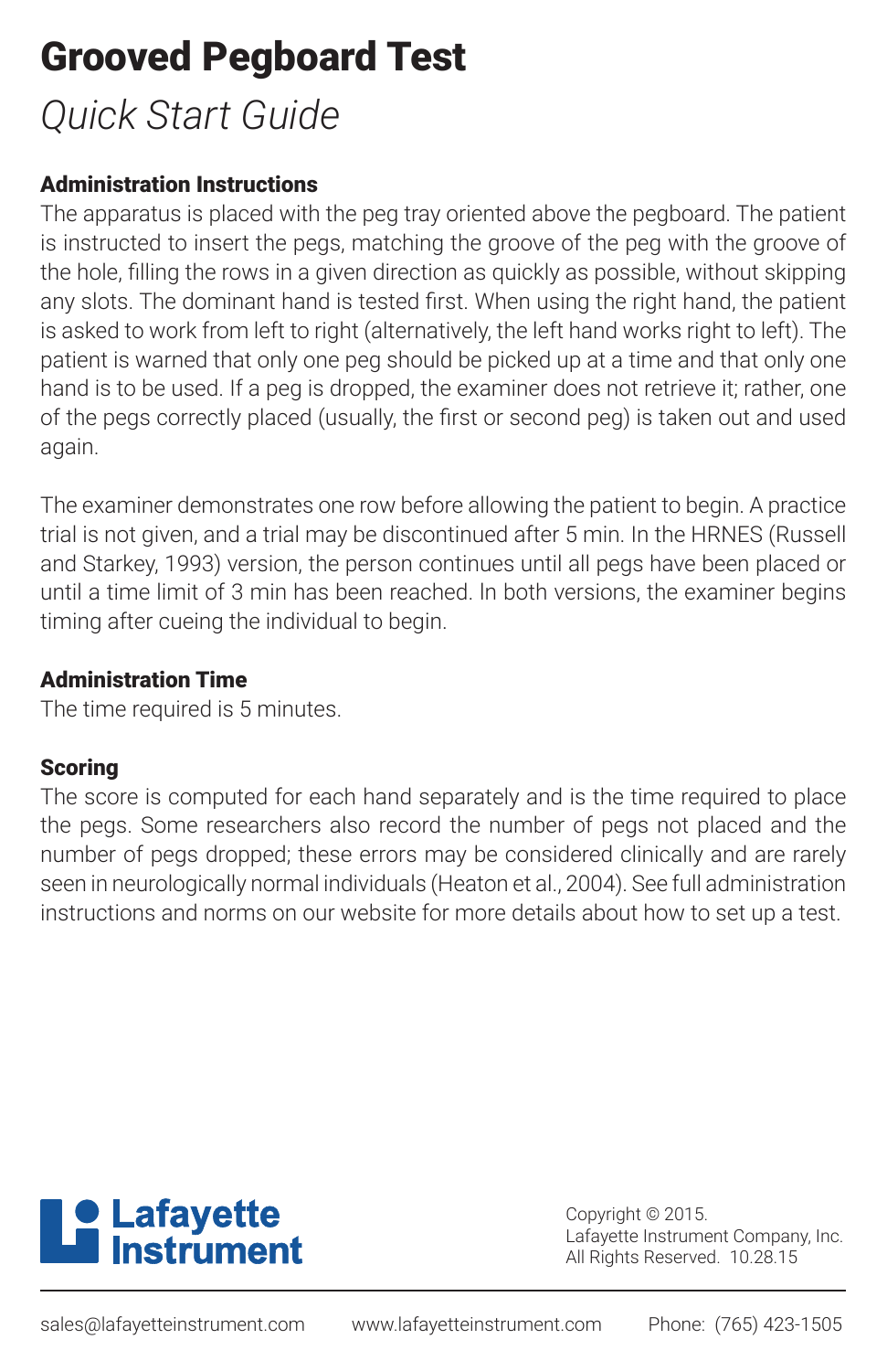# Grooved Pegboard Test

*Quick Start Guide*

**Administration Instructions**

The apparatus is placed with the peg tray oriented above the pegboard. The patient is instructed to insert the pegs, matching the groove of the peg with the groove of the hole, filling the rows in a given direction as quickly as possible, without skipping any slots. The dominant hand is tested first. When using the right hand, the patient is asked to work from left to right (alternatively, the left hand works right to left). The patient is warned that only one peg should be picked up at a time and that only one hand is to be used. If a peg is dropped, the examiner does not retrieve it; rather, one of the pegs correctly placed (usually, the first or second peg) is taken out and used again.

The examiner demonstrates one row before allowing the patient to begin. A practice trial is not given, and a trial may be discontinued after 5 min. In the HRNES (Russell and Starkey, 1993) version, the person continues until all pegs have been placed or until a time limit of 3 min has been reached. In both versions, the examiner begins timing after cueing the individual to begin.

**Administration Time**

The time required is 5 minutes.

**Scoring**

The score is computed for each hand separately and is the time required to place the pegs. Some researchers also record the number of pegs not placed and the number of pegs dropped; these errors may be considered clinically and are rarely seen in neurologically normal individuals (Heaton et al., 2004). See full administration instructions and norms on our website for more details about how to set up a test.

Lafayette Instrument

Copyright © 2015.
Lafayette Instrument Company, Inc.
All Rights Reserved. 10.28.15

sales@lafayetteinstrument.com www.lafayetteinstrument.com Phone: (765) 423-1505